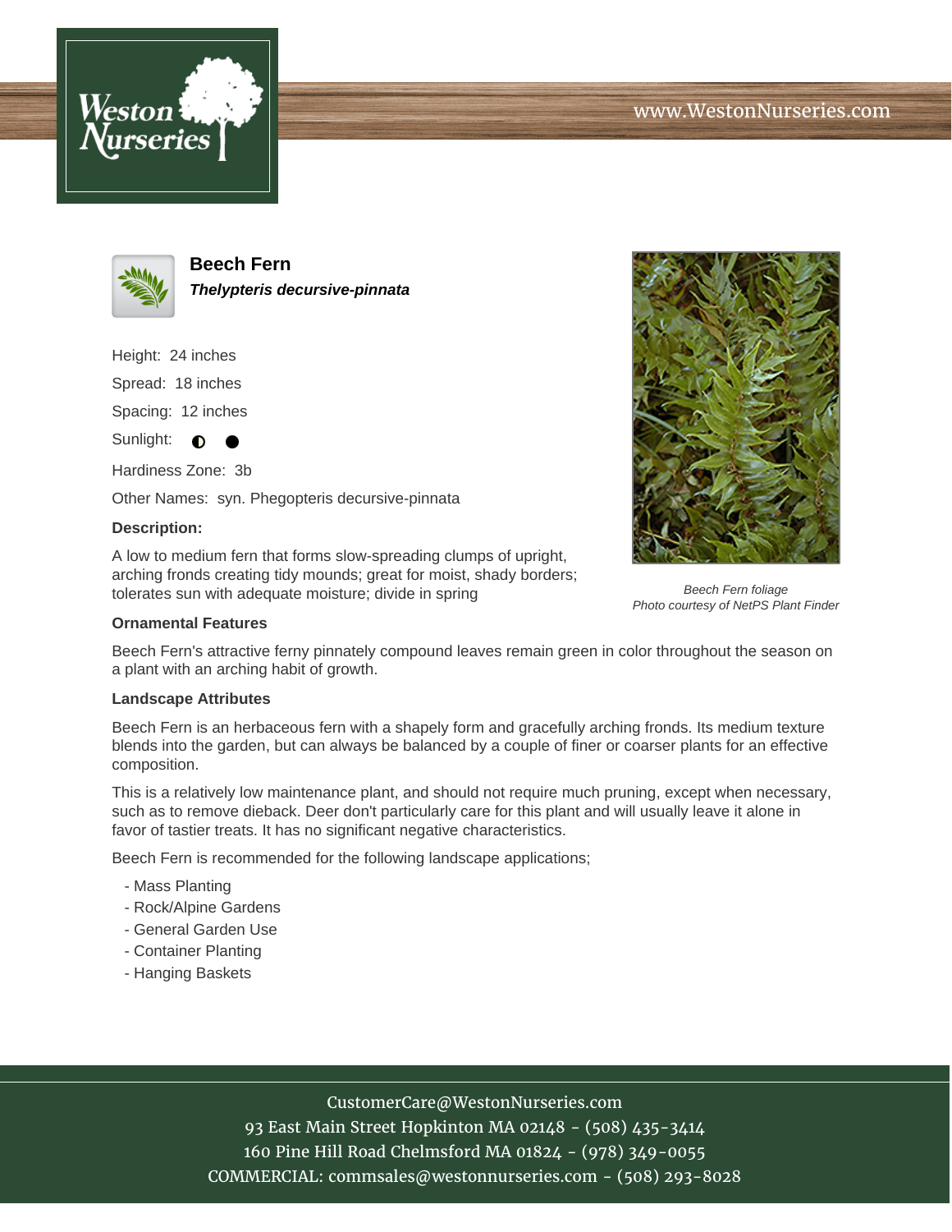# Beech Fern

***Thelypteris decursive-pinnata***

Height: 24 inches

Spread: 18 inches

Spacing: 12 inches

Sunlight: ◐ ●

Hardiness Zone: 3b

Other Names: syn. Phegopteris decursive-pinnata

**Description:**

A low to medium fern that forms slow-spreading clumps of upright, arching fronds creating tidy mounds; great for moist, shady borders; tolerates sun with adequate moisture; divide in spring

*Beech Fern foliage*
*Photo courtesy of NetPS Plant Finder*

**Ornamental Features**

Beech Fern's attractive ferny pinnately compound leaves remain green in color throughout the season on a plant with an arching habit of growth.

**Landscape Attributes**

Beech Fern is an herbaceous fern with a shapely form and gracefully arching fronds. Its medium texture blends into the garden, but can always be balanced by a couple of finer or coarser plants for an effective composition.

This is a relatively low maintenance plant, and should not require much pruning, except when necessary, such as to remove dieback. Deer don't particularly care for this plant and will usually leave it alone in favor of tastier treats. It has no significant negative characteristics.

Beech Fern is recommended for the following landscape applications;

- Mass Planting
- Rock/Alpine Gardens
- General Garden Use
- Container Planting
- Hanging Baskets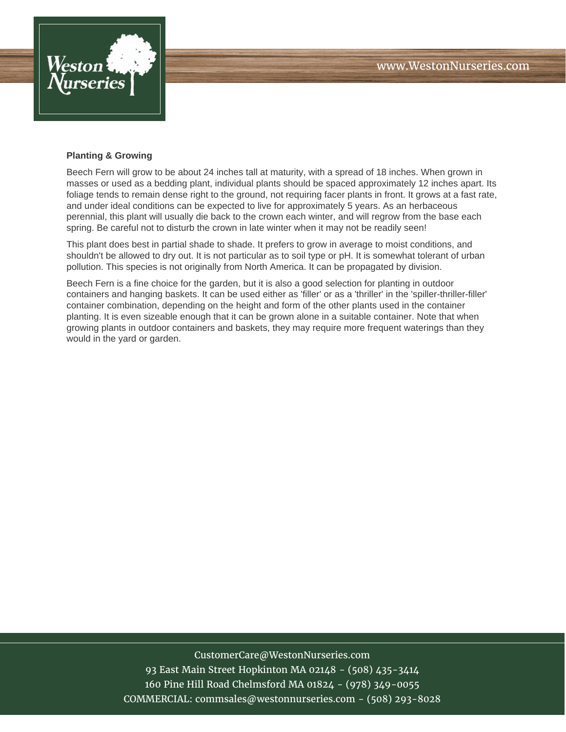### Planting & Growing

Beech Fern will grow to be about 24 inches tall at maturity, with a spread of 18 inches. When grown in masses or used as a bedding plant, individual plants should be spaced approximately 12 inches apart. Its foliage tends to remain dense right to the ground, not requiring facer plants in front. It grows at a fast rate, and under ideal conditions can be expected to live for approximately 5 years. As an herbaceous perennial, this plant will usually die back to the crown each winter, and will regrow from the base each spring. Be careful not to disturb the crown in late winter when it may not be readily seen!

This plant does best in partial shade to shade. It prefers to grow in average to moist conditions, and shouldn't be allowed to dry out. It is not particular as to soil type or pH. It is somewhat tolerant of urban pollution. This species is not originally from North America. It can be propagated by division.

Beech Fern is a fine choice for the garden, but it is also a good selection for planting in outdoor containers and hanging baskets. It can be used either as 'filler' or as a 'thriller' in the 'spiller-thriller-filler' container combination, depending on the height and form of the other plants used in the container planting. It is even sizeable enough that it can be grown alone in a suitable container. Note that when growing plants in outdoor containers and baskets, they may require more frequent waterings than they would in the yard or garden.